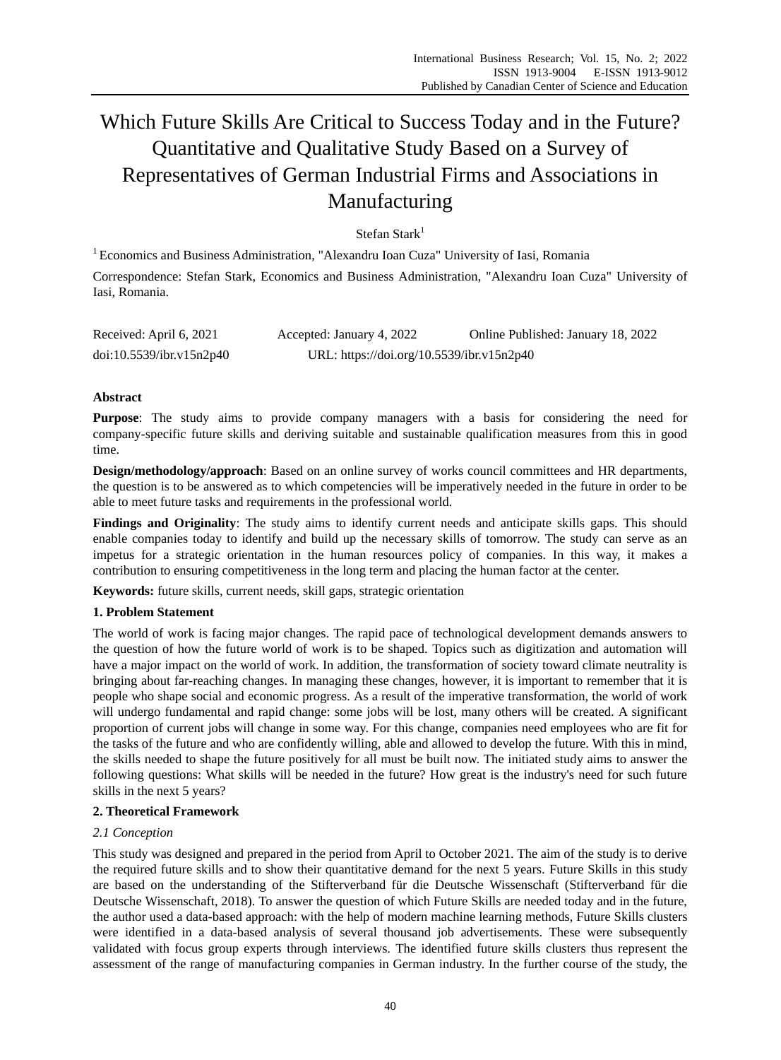# Which Future Skills Are Critical to Success Today and in the Future? Quantitative and Qualitative Study Based on a Survey of Representatives of German Industrial Firms and Associations in Manufacturing

Stefan Stark[1]

[1] Economics and Business Administration, "Alexandru Ioan Cuza" University of Iasi, Romania

Correspondence: Stefan Stark, Economics and Business Administration, "Alexandru Ioan Cuza" University of Iasi, Romania.

Received: April 6, 2021 Accepted: January 4, 2022 Online Published: January 18, 2022

doi:10.5539/ibr.v15n2p40 URL: https://doi.org/10.5539/ibr.v15n2p40

## Abstract

**Purpose**: The study aims to provide company managers with a basis for considering the need for company-specific future skills and deriving suitable and sustainable qualification measures from this in good time.

**Design/methodology/approach**: Based on an online survey of works council committees and HR departments, the question is to be answered as to which competencies will be imperatively needed in the future in order to be able to meet future tasks and requirements in the professional world.

**Findings and Originality**: The study aims to identify current needs and anticipate skills gaps. This should enable companies today to identify and build up the necessary skills of tomorrow. The study can serve as an impetus for a strategic orientation in the human resources policy of companies. In this way, it makes a contribution to ensuring competitiveness in the long term and placing the human factor at the center.

**Keywords:** future skills, current needs, skill gaps, strategic orientation

## 1. Problem Statement

The world of work is facing major changes. The rapid pace of technological development demands answers to the question of how the future world of work is to be shaped. Topics such as digitization and automation will have a major impact on the world of work. In addition, the transformation of society toward climate neutrality is bringing about far-reaching changes. In managing these changes, however, it is important to remember that it is people who shape social and economic progress. As a result of the imperative transformation, the world of work will undergo fundamental and rapid change: some jobs will be lost, many others will be created. A significant proportion of current jobs will change in some way. For this change, companies need employees who are fit for the tasks of the future and who are confidently willing, able and allowed to develop the future. With this in mind, the skills needed to shape the future positively for all must be built now. The initiated study aims to answer the following questions: What skills will be needed in the future? How great is the industry's need for such future skills in the next 5 years?

## 2. Theoretical Framework

### 2.1 Conception

This study was designed and prepared in the period from April to October 2021. The aim of the study is to derive the required future skills and to show their quantitative demand for the next 5 years. Future Skills in this study are based on the understanding of the Stifterverband für die Deutsche Wissenschaft (Stifterverband für die Deutsche Wissenschaft, 2018). To answer the question of which Future Skills are needed today and in the future, the author used a data-based approach: with the help of modern machine learning methods, Future Skills clusters were identified in a data-based analysis of several thousand job advertisements. These were subsequently validated with focus group experts through interviews. The identified future skills clusters thus represent the assessment of the range of manufacturing companies in German industry. In the further course of the study, the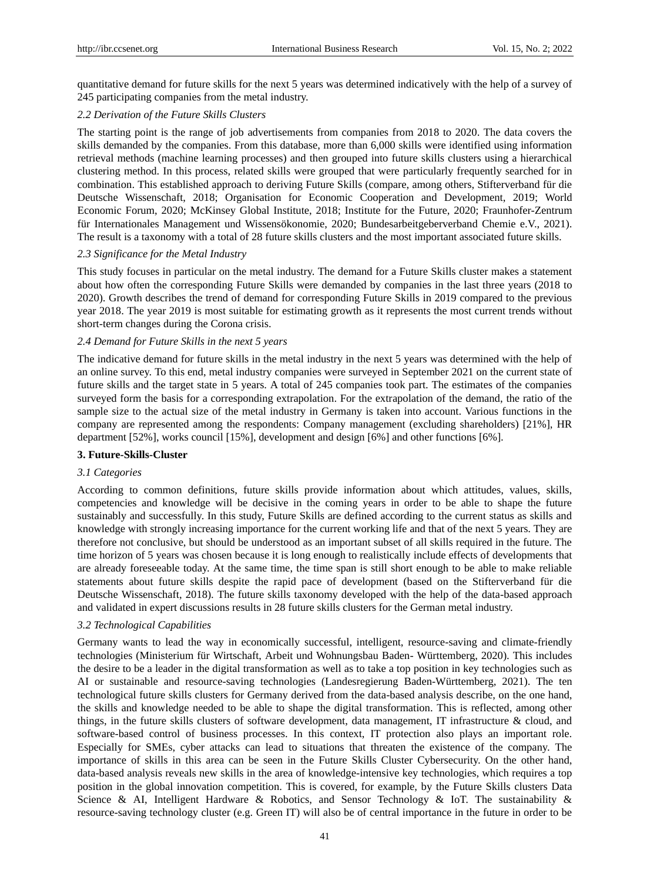quantitative demand for future skills for the next 5 years was determined indicatively with the help of a survey of 245 participating companies from the metal industry.

### *2.2 Derivation of the Future Skills Clusters*

The starting point is the range of job advertisements from companies from 2018 to 2020. The data covers the skills demanded by the companies. From this database, more than 6,000 skills were identified using information retrieval methods (machine learning processes) and then grouped into future skills clusters using a hierarchical clustering method. In this process, related skills were grouped that were particularly frequently searched for in combination. This established approach to deriving Future Skills (compare, among others, Stifterverband für die Deutsche Wissenschaft, 2018; Organisation for Economic Cooperation and Development, 2019; World Economic Forum, 2020; McKinsey Global Institute, 2018; Institute for the Future, 2020; Fraunhofer-Zentrum für Internationales Management und Wissensökonomie, 2020; Bundesarbeitgeberverband Chemie e.V., 2021). The result is a taxonomy with a total of 28 future skills clusters and the most important associated future skills.

### *2.3 Significance for the Metal Industry*

This study focuses in particular on the metal industry. The demand for a Future Skills cluster makes a statement about how often the corresponding Future Skills were demanded by companies in the last three years (2018 to 2020). Growth describes the trend of demand for corresponding Future Skills in 2019 compared to the previous year 2018. The year 2019 is most suitable for estimating growth as it represents the most current trends without short-term changes during the Corona crisis.

### *2.4 Demand for Future Skills in the next 5 years*

The indicative demand for future skills in the metal industry in the next 5 years was determined with the help of an online survey. To this end, metal industry companies were surveyed in September 2021 on the current state of future skills and the target state in 5 years. A total of 245 companies took part. The estimates of the companies surveyed form the basis for a corresponding extrapolation. For the extrapolation of the demand, the ratio of the sample size to the actual size of the metal industry in Germany is taken into account. Various functions in the company are represented among the respondents: Company management (excluding shareholders) [21%], HR department [52%], works council [15%], development and design [6%] and other functions [6%].

## **3. Future-Skills-Cluster**

### *3.1 Categories*

According to common definitions, future skills provide information about which attitudes, values, skills, competencies and knowledge will be decisive in the coming years in order to be able to shape the future sustainably and successfully. In this study, Future Skills are defined according to the current status as skills and knowledge with strongly increasing importance for the current working life and that of the next 5 years. They are therefore not conclusive, but should be understood as an important subset of all skills required in the future. The time horizon of 5 years was chosen because it is long enough to realistically include effects of developments that are already foreseeable today. At the same time, the time span is still short enough to be able to make reliable statements about future skills despite the rapid pace of development (based on the Stifterverband für die Deutsche Wissenschaft, 2018). The future skills taxonomy developed with the help of the data-based approach and validated in expert discussions results in 28 future skills clusters for the German metal industry.

### *3.2 Technological Capabilities*

Germany wants to lead the way in economically successful, intelligent, resource-saving and climate-friendly technologies (Ministerium für Wirtschaft, Arbeit und Wohnungsbau Baden- Württemberg, 2020). This includes the desire to be a leader in the digital transformation as well as to take a top position in key technologies such as AI or sustainable and resource-saving technologies (Landesregierung Baden-Württemberg, 2021). The ten technological future skills clusters for Germany derived from the data-based analysis describe, on the one hand, the skills and knowledge needed to be able to shape the digital transformation. This is reflected, among other things, in the future skills clusters of software development, data management, IT infrastructure & cloud, and software-based control of business processes. In this context, IT protection also plays an important role. Especially for SMEs, cyber attacks can lead to situations that threaten the existence of the company. The importance of skills in this area can be seen in the Future Skills Cluster Cybersecurity. On the other hand, data-based analysis reveals new skills in the area of knowledge-intensive key technologies, which requires a top position in the global innovation competition. This is covered, for example, by the Future Skills clusters Data Science & AI, Intelligent Hardware & Robotics, and Sensor Technology & IoT. The sustainability & resource-saving technology cluster (e.g. Green IT) will also be of central importance in the future in order to be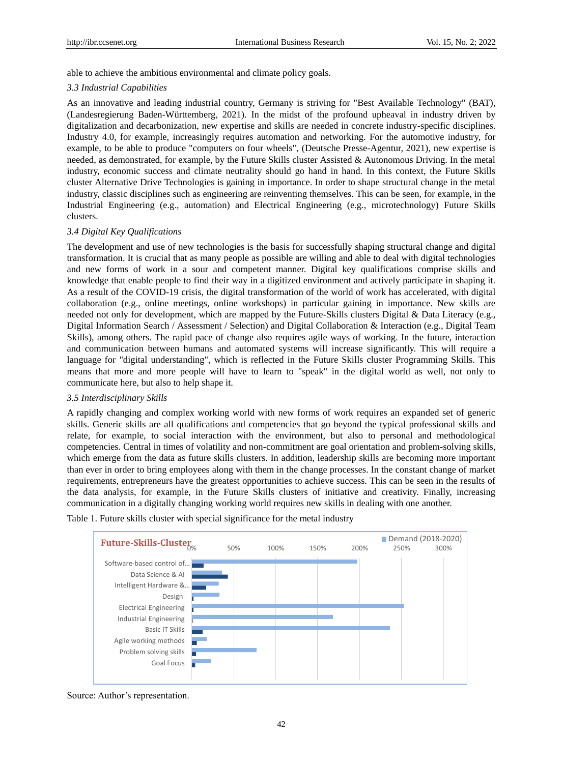able to achieve the ambitious environmental and climate policy goals.

### *3.3 Industrial Capabilities*

As an innovative and leading industrial country, Germany is striving for "Best Available Technology" (BAT), (Landesregierung Baden-Württemberg, 2021). In the midst of the profound upheaval in industry driven by digitalization and decarbonization, new expertise and skills are needed in concrete industry-specific disciplines. Industry 4.0, for example, increasingly requires automation and networking. For the automotive industry, for example, to be able to produce "computers on four wheels", (Deutsche Presse-Agentur, 2021), new expertise is needed, as demonstrated, for example, by the Future Skills cluster Assisted & Autonomous Driving. In the metal industry, economic success and climate neutrality should go hand in hand. In this context, the Future Skills cluster Alternative Drive Technologies is gaining in importance. In order to shape structural change in the metal industry, classic disciplines such as engineering are reinventing themselves. This can be seen, for example, in the Industrial Engineering (e.g., automation) and Electrical Engineering (e.g., microtechnology) Future Skills clusters.

### *3.4 Digital Key Qualifications*

The development and use of new technologies is the basis for successfully shaping structural change and digital transformation. It is crucial that as many people as possible are willing and able to deal with digital technologies and new forms of work in a sour and competent manner. Digital key qualifications comprise skills and knowledge that enable people to find their way in a digitized environment and actively participate in shaping it. As a result of the COVID-19 crisis, the digital transformation of the world of work has accelerated, with digital collaboration (e.g., online meetings, online workshops) in particular gaining in importance. New skills are needed not only for development, which are mapped by the Future-Skills clusters Digital & Data Literacy (e.g., Digital Information Search / Assessment / Selection) and Digital Collaboration & Interaction (e.g., Digital Team Skills), among others. The rapid pace of change also requires agile ways of working. In the future, interaction and communication between humans and automated systems will increase significantly. This will require a language for "digital understanding", which is reflected in the Future Skills cluster Programming Skills. This means that more and more people will have to learn to "speak" in the digital world as well, not only to communicate here, but also to help shape it.

### *3.5 Interdisciplinary Skills*

A rapidly changing and complex working world with new forms of work requires an expanded set of generic skills. Generic skills are all qualifications and competencies that go beyond the typical professional skills and relate, for example, to social interaction with the environment, but also to personal and methodological competencies. Central in times of volatility and non-commitment are goal orientation and problem-solving skills, which emerge from the data as future skills clusters. In addition, leadership skills are becoming more important than ever in order to bring employees along with them in the change processes. In the constant change of market requirements, entrepreneurs have the greatest opportunities to achieve success. This can be seen in the results of the data analysis, for example, in the Future Skills clusters of initiative and creativity. Finally, increasing communication in a digitally changing working world requires new skills in dealing with one another.

Table 1. Future skills cluster with special significance for the metal industry

**Future-Skills-Cluster** — Demand (2018-2020)

| Future-Skills-Cluster | Demand (2018-2020) (approx.) |
|---|---|
| Software-based control of... | ~197% |
| Data Science & AI | ~36% |
| Intelligent Hardware &... | ~32% |
| Design | ~33% |
| Electrical Engineering | ~253% |
| Industrial Engineering | ~168% |
| Basic IT Skills | ~236% |
| Agile working methods | ~18% |
| Problem solving skills | ~77% |
| Goal Focus | ~23% |

Source: Author's representation.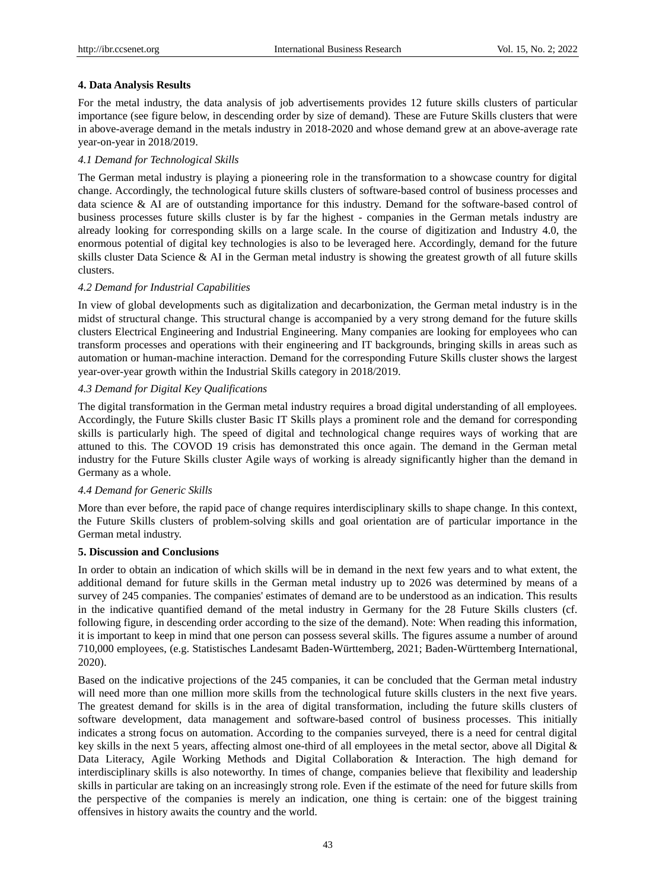## 4. Data Analysis Results

For the metal industry, the data analysis of job advertisements provides 12 future skills clusters of particular importance (see figure below, in descending order by size of demand). These are Future Skills clusters that were in above-average demand in the metals industry in 2018-2020 and whose demand grew at an above-average rate year-on-year in 2018/2019.

### *4.1 Demand for Technological Skills*

The German metal industry is playing a pioneering role in the transformation to a showcase country for digital change. Accordingly, the technological future skills clusters of software-based control of business processes and data science & AI are of outstanding importance for this industry. Demand for the software-based control of business processes future skills cluster is by far the highest - companies in the German metals industry are already looking for corresponding skills on a large scale. In the course of digitization and Industry 4.0, the enormous potential of digital key technologies is also to be leveraged here. Accordingly, demand for the future skills cluster Data Science & AI in the German metal industry is showing the greatest growth of all future skills clusters.

### *4.2 Demand for Industrial Capabilities*

In view of global developments such as digitalization and decarbonization, the German metal industry is in the midst of structural change. This structural change is accompanied by a very strong demand for the future skills clusters Electrical Engineering and Industrial Engineering. Many companies are looking for employees who can transform processes and operations with their engineering and IT backgrounds, bringing skills in areas such as automation or human-machine interaction. Demand for the corresponding Future Skills cluster shows the largest year-over-year growth within the Industrial Skills category in 2018/2019.

### *4.3 Demand for Digital Key Qualifications*

The digital transformation in the German metal industry requires a broad digital understanding of all employees. Accordingly, the Future Skills cluster Basic IT Skills plays a prominent role and the demand for corresponding skills is particularly high. The speed of digital and technological change requires ways of working that are attuned to this. The COVOD 19 crisis has demonstrated this once again. The demand in the German metal industry for the Future Skills cluster Agile ways of working is already significantly higher than the demand in Germany as a whole.

### *4.4 Demand for Generic Skills*

More than ever before, the rapid pace of change requires interdisciplinary skills to shape change. In this context, the Future Skills clusters of problem-solving skills and goal orientation are of particular importance in the German metal industry.

## 5. Discussion and Conclusions

In order to obtain an indication of which skills will be in demand in the next few years and to what extent, the additional demand for future skills in the German metal industry up to 2026 was determined by means of a survey of 245 companies. The companies' estimates of demand are to be understood as an indication. This results in the indicative quantified demand of the metal industry in Germany for the 28 Future Skills clusters (cf. following figure, in descending order according to the size of the demand). Note: When reading this information, it is important to keep in mind that one person can possess several skills. The figures assume a number of around 710,000 employees, (e.g. Statistisches Landesamt Baden-Württemberg, 2021; Baden-Württemberg International, 2020).

Based on the indicative projections of the 245 companies, it can be concluded that the German metal industry will need more than one million more skills from the technological future skills clusters in the next five years. The greatest demand for skills is in the area of digital transformation, including the future skills clusters of software development, data management and software-based control of business processes. This initially indicates a strong focus on automation. According to the companies surveyed, there is a need for central digital key skills in the next 5 years, affecting almost one-third of all employees in the metal sector, above all Digital & Data Literacy, Agile Working Methods and Digital Collaboration & Interaction. The high demand for interdisciplinary skills is also noteworthy. In times of change, companies believe that flexibility and leadership skills in particular are taking on an increasingly strong role. Even if the estimate of the need for future skills from the perspective of the companies is merely an indication, one thing is certain: one of the biggest training offensives in history awaits the country and the world.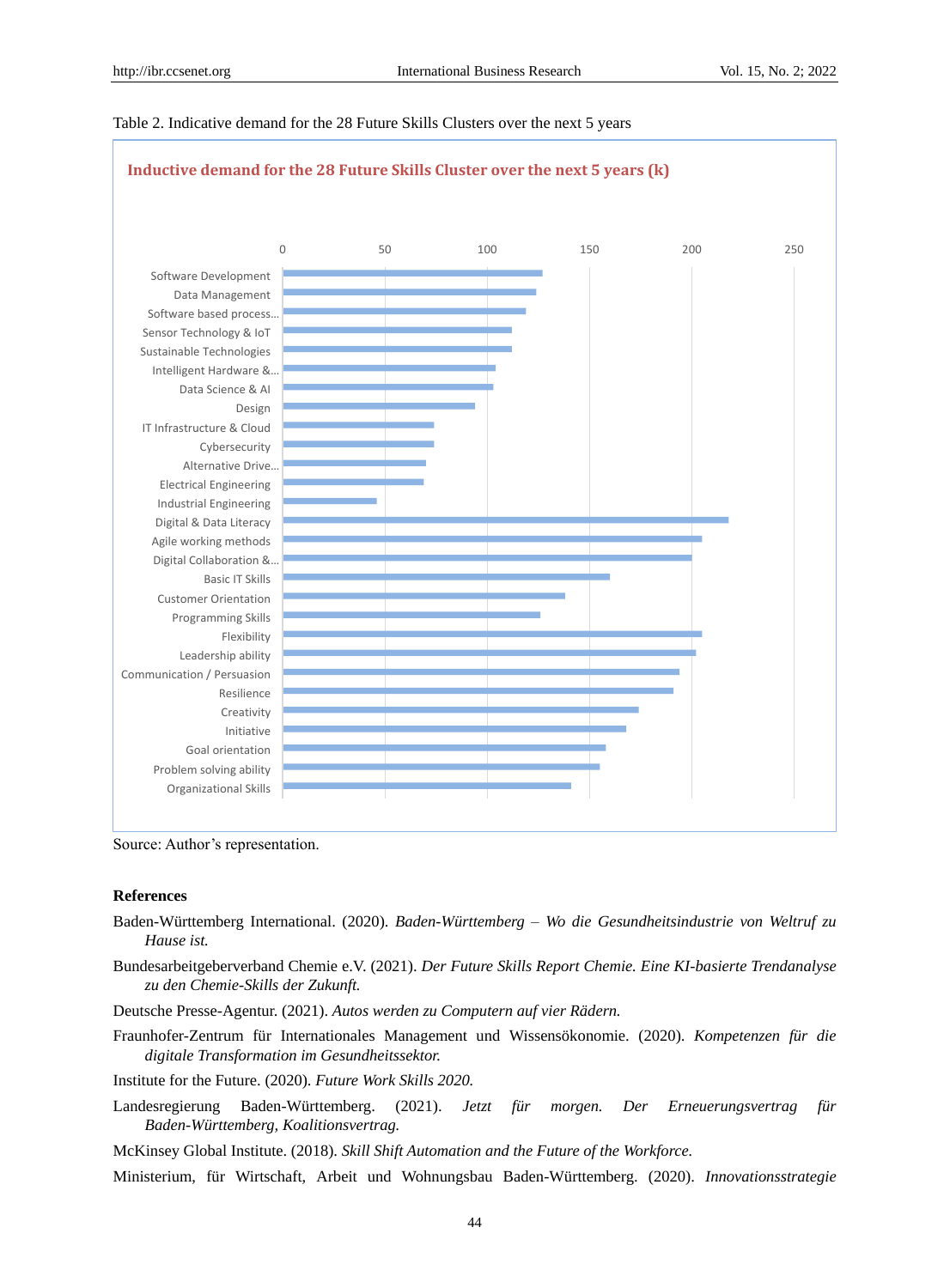Table 2. Indicative demand for the 28 Future Skills Clusters over the next 5 years

**Inductive demand for the 28 Future Skills Cluster over the next 5 years (k)**

Axis: 0, 50, 100, 150, 200, 250

- Software Development
- Data Management
- Software based process...
- Sensor Technology & IoT
- Sustainable Technologies
- Intelligent Hardware &...
- Data Science & AI
- Design
- IT Infrastructure & Cloud
- Cybersecurity
- Alternative Drive...
- Electrical Engineering
- Industrial Engineering
- Digital & Data Literacy
- Agile working methods
- Digital Collaboration &...
- Basic IT Skills
- Customer Orientation
- Programming Skills
- Flexibility
- Leadership ability
- Communication / Persuasion
- Resilience
- Creativity
- Initiative
- Goal orientation
- Problem solving ability
- Organizational Skills

Source: Author's representation.

## References

Baden-Württemberg International. (2020). *Baden-Württemberg – Wo die Gesundheitsindustrie von Weltruf zu Hause ist.*

Bundesarbeitgeberverband Chemie e.V. (2021). *Der Future Skills Report Chemie. Eine KI-basierte Trendanalyse zu den Chemie-Skills der Zukunft.*

Deutsche Presse-Agentur. (2021). *Autos werden zu Computern auf vier Rädern.*

Fraunhofer-Zentrum für Internationales Management und Wissensökonomie. (2020). *Kompetenzen für die digitale Transformation im Gesundheitssektor.*

Institute for the Future. (2020). *Future Work Skills 2020.*

Landesregierung Baden-Württemberg. (2021). *Jetzt für morgen. Der Erneuerungsvertrag für Baden-Württemberg, Koalitionsvertrag.*

McKinsey Global Institute. (2018). *Skill Shift Automation and the Future of the Workforce.*

Ministerium, für Wirtschaft, Arbeit und Wohnungsbau Baden-Württemberg. (2020). *Innovationsstrategie*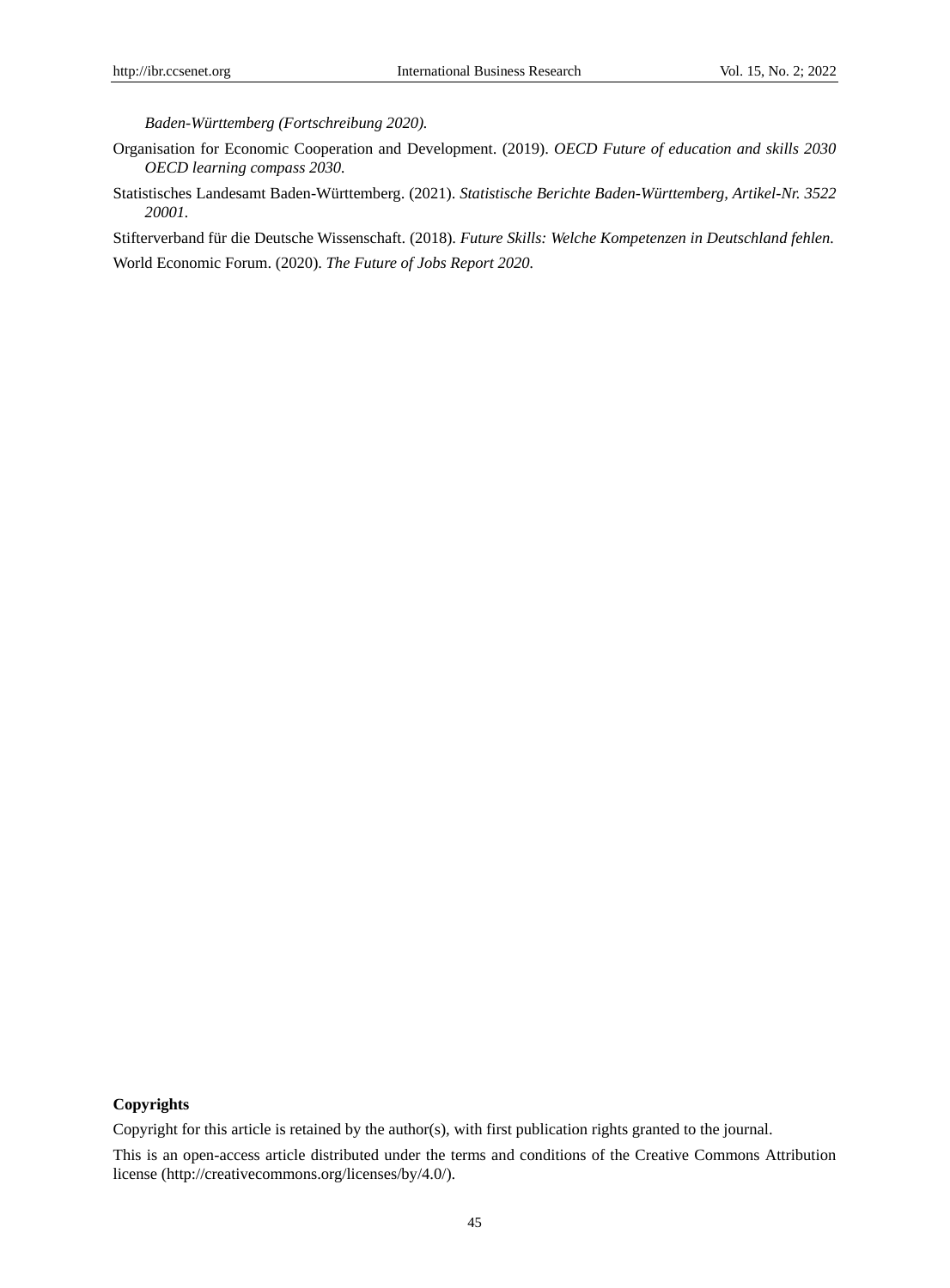*Baden-Württemberg (Fortschreibung 2020).*

Organisation for Economic Cooperation and Development. (2019). *OECD Future of education and skills 2030 OECD learning compass 2030.*

Statistisches Landesamt Baden-Württemberg. (2021). *Statistische Berichte Baden-Württemberg, Artikel-Nr. 3522 20001.*

Stifterverband für die Deutsche Wissenschaft. (2018). *Future Skills: Welche Kompetenzen in Deutschland fehlen.*

World Economic Forum. (2020). *The Future of Jobs Report 2020.*

**Copyrights**

Copyright for this article is retained by the author(s), with first publication rights granted to the journal.

This is an open-access article distributed under the terms and conditions of the Creative Commons Attribution license (http://creativecommons.org/licenses/by/4.0/).